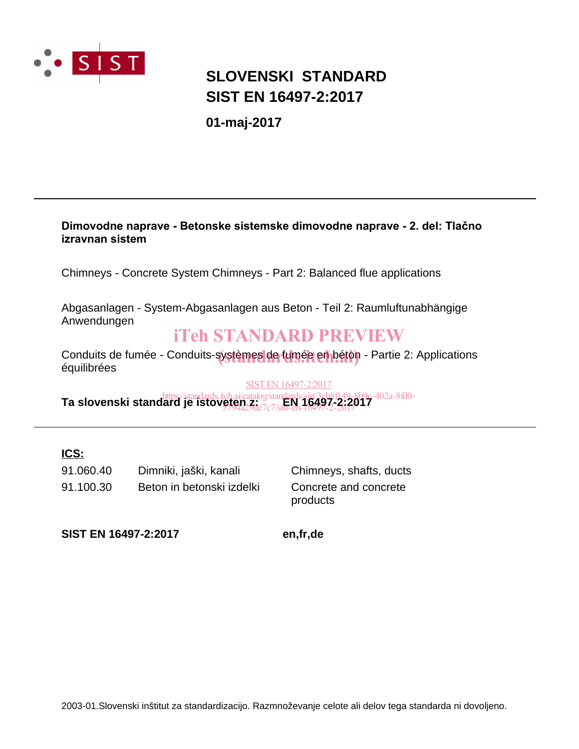# SLOVENSKI STANDARD
# SIST EN 16497-2:2017

**01-maj-2017**

---

**Dimovodne naprave - Betonske sistemske dimovodne naprave - 2. del: Tlačno izravnan sistem**

Chimneys - Concrete System Chimneys - Part 2: Balanced flue applications

Abgasanlagen - System-Abgasanlagen aus Beton - Teil 2: Raumluftunabhängige Anwendungen

iTeh STANDARD PREVIEW

Conduits de fumée - Conduits-systèmes de fumée en béton - Partie 2: Applications équilibrées

(standards.iteh.ai)

SIST EN 16497-2:2017

https://standards.iteh.ai/catalog/standards/sist/3cb8f149-809c-402a-8fd0-5794a29de7c7/sist-en-16497-2-2017

**Ta slovenski standard je istoveten z: EN 16497-2:2017**

---

**ICS:**

| | | |
|---|---|---|
| 91.060.40 | Dimniki, jaški, kanali | Chimneys, shafts, ducts |
| 91.100.30 | Beton in betonski izdelki | Concrete and concrete products |

**SIST EN 16497-2:2017** **en,fr,de**

2003-01.Slovenski inštitut za standardizacijo. Razmnoževanje celote ali delov tega standarda ni dovoljeno.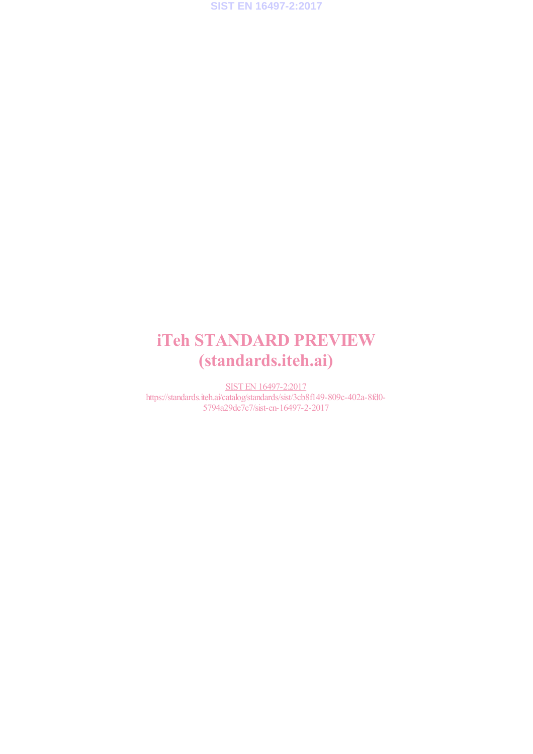# iTeh STANDARD PREVIEW
# (standards.iteh.ai)

SIST EN 16497-2:2017
https://standards.iteh.ai/catalog/standards/sist/3cb8f149-809c-402a-8fd0-5794a29de7c7/sist-en-16497-2-2017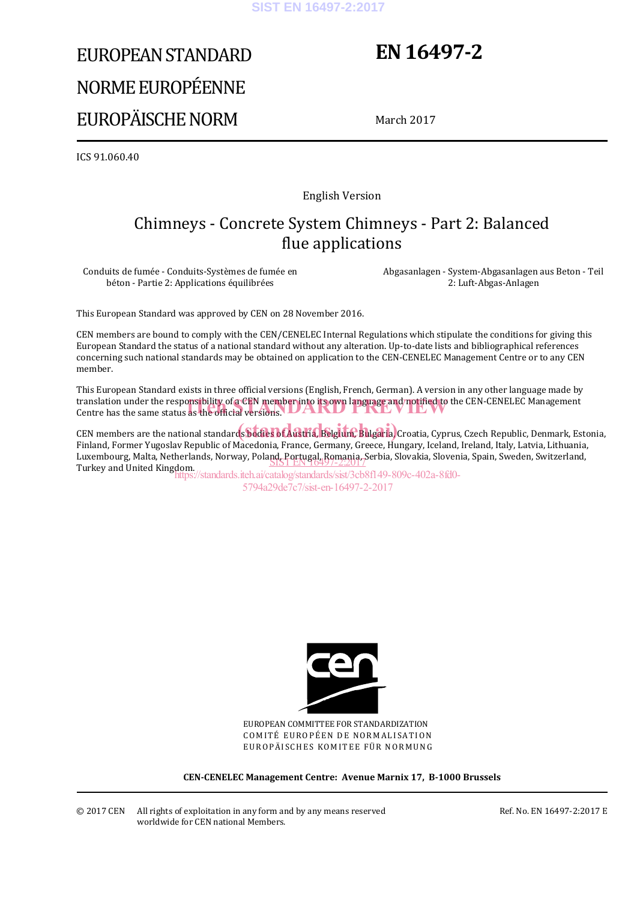# EUROPEAN STANDARD

# NORME EUROPÉENNE

# EUROPÄISCHE NORM

# EN 16497-2

March 2017

ICS 91.060.40

English Version

## Chimneys - Concrete System Chimneys - Part 2: Balanced flue applications

Conduits de fumée - Conduits-Systèmes de fumée en béton - Partie 2: Applications équilibrées

Abgasanlagen - System-Abgasanlagen aus Beton - Teil 2: Luft-Abgas-Anlagen

This European Standard was approved by CEN on 28 November 2016.

CEN members are bound to comply with the CEN/CENELEC Internal Regulations which stipulate the conditions for giving this European Standard the status of a national standard without any alteration. Up-to-date lists and bibliographical references concerning such national standards may be obtained on application to the CEN-CENELEC Management Centre or to any CEN member.

This European Standard exists in three official versions (English, French, German). A version in any other language made by translation under the responsibility of a CEN member into its own language and notified to the CEN-CENELEC Management Centre has the same status as the official versions.

CEN members are the national standards bodies of Austria, Belgium, Bulgaria, Croatia, Cyprus, Czech Republic, Denmark, Estonia, Finland, Former Yugoslav Republic of Macedonia, France, Germany, Greece, Hungary, Iceland, Ireland, Italy, Latvia, Lithuania, Luxembourg, Malta, Netherlands, Norway, Poland, Portugal, Romania, Serbia, Slovakia, Slovenia, Spain, Sweden, Switzerland, Turkey and United Kingdom.

EUROPEAN COMMITTEE FOR STANDARDIZATION
COMITÉ EUROPÉEN DE NORMALISATION
EUROPÄISCHES KOMITEE FÜR NORMUNG

**CEN-CENELEC Management Centre: Avenue Marnix 17, B-1000 Brussels**

© 2017 CEN All rights of exploitation in any form and by any means reserved worldwide for CEN national Members.

Ref. No. EN 16497-2:2017 E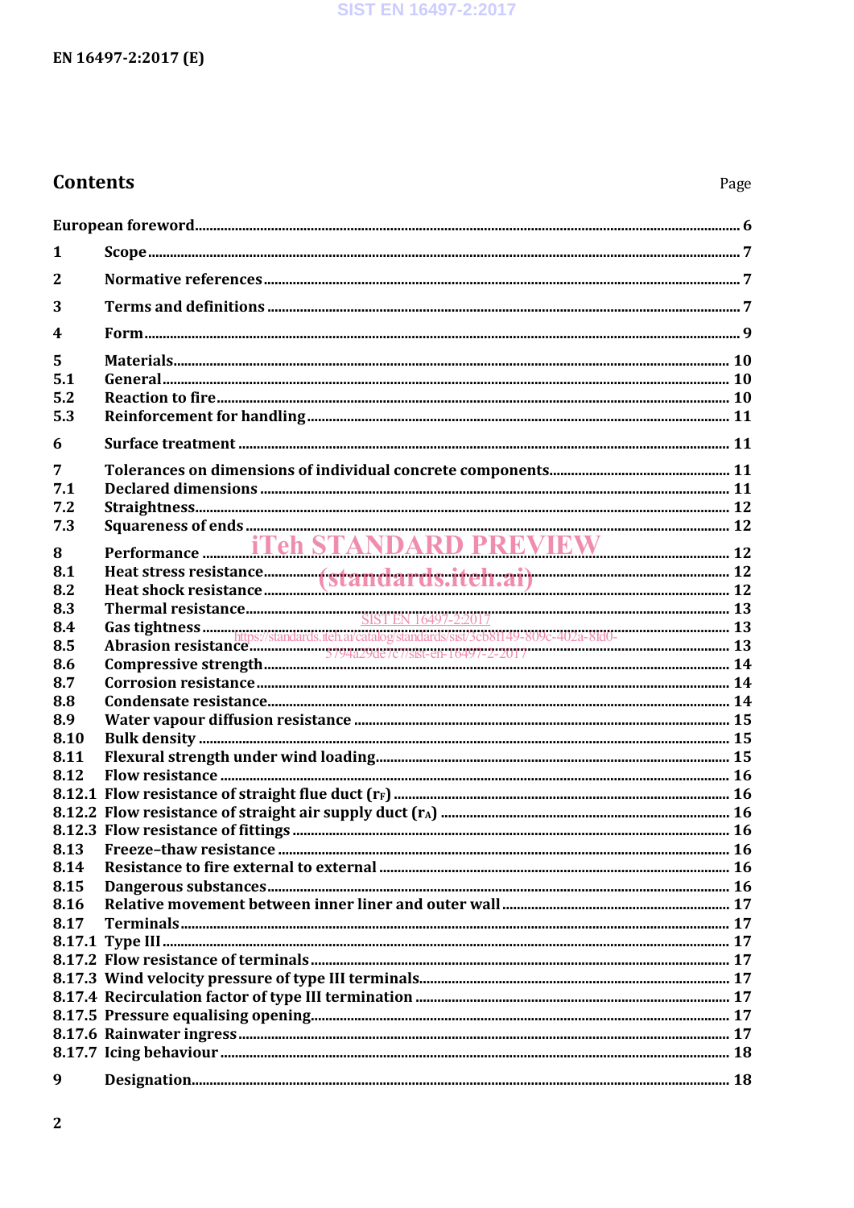# Contents

Page

European foreword ... 6

1 Scope ... 7

2 Normative references ... 7

3 Terms and definitions ... 7

4 Form ... 9

5 Materials ... 10
5.1 General ... 10
5.2 Reaction to fire ... 10
5.3 Reinforcement for handling ... 11

6 Surface treatment ... 11

7 Tolerances on dimensions of individual concrete components ... 11
7.1 Declared dimensions ... 11
7.2 Straightness ... 12
7.3 Squareness of ends ... 12

8 Performance ... 12
8.1 Heat stress resistance ... 12
8.2 Heat shock resistance ... 12
8.3 Thermal resistance ... 13
8.4 Gas tightness ... 13
8.5 Abrasion resistance ... 13
8.6 Compressive strength ... 14
8.7 Corrosion resistance ... 14
8.8 Condensate resistance ... 14
8.9 Water vapour diffusion resistance ... 15
8.10 Bulk density ... 15
8.11 Flexural strength under wind loading ... 15
8.12 Flow resistance ... 16
8.12.1 Flow resistance of straight flue duct ($r_F$) ... 16
8.12.2 Flow resistance of straight air supply duct ($r_A$) ... 16
8.12.3 Flow resistance of fittings ... 16
8.13 Freeze–thaw resistance ... 16
8.14 Resistance to fire external to external ... 16
8.15 Dangerous substances ... 16
8.16 Relative movement between inner liner and outer wall ... 17
8.17 Terminals ... 17
8.17.1 Type III ... 17
8.17.2 Flow resistance of terminals ... 17
8.17.3 Wind velocity pressure of type III terminals ... 17
8.17.4 Recirculation factor of type III termination ... 17
8.17.5 Pressure equalising opening ... 17
8.17.6 Rainwater ingress ... 17
8.17.7 Icing behaviour ... 18

9 Designation ... 18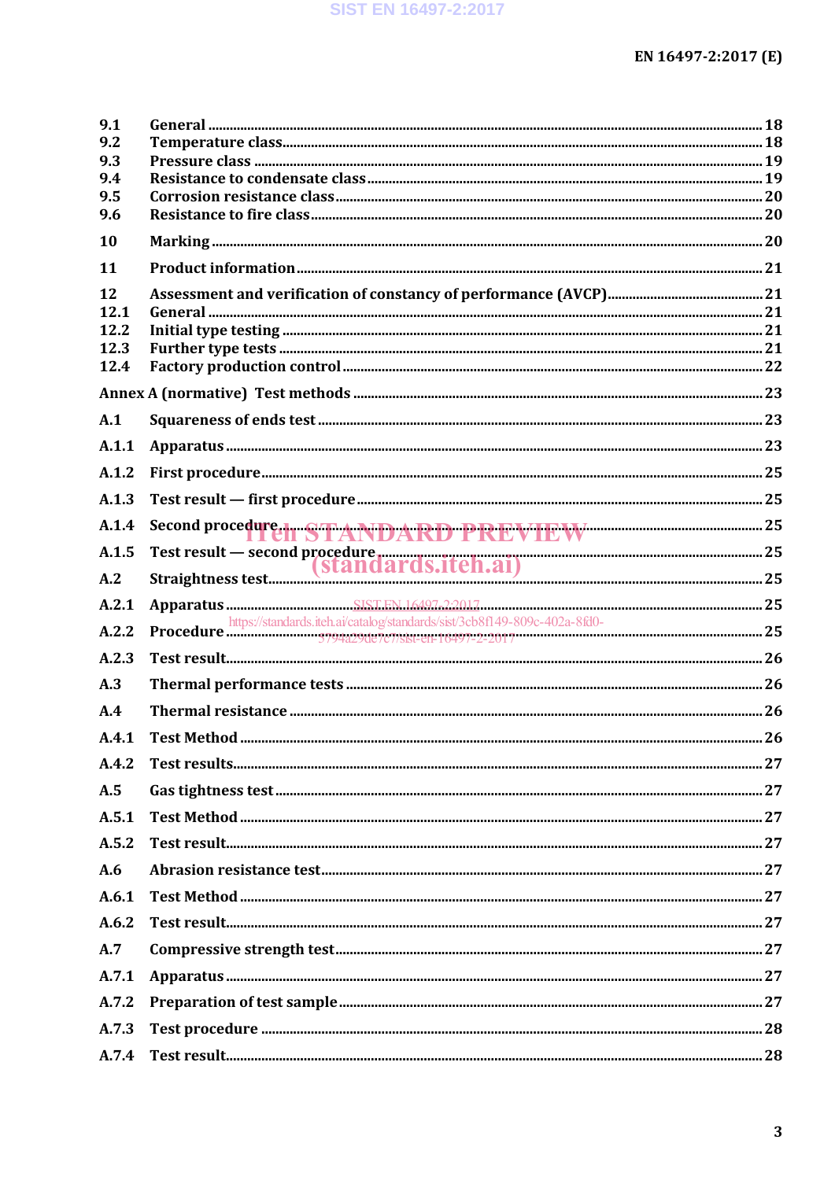9.1 General ........................................................................................................................................ 18
9.2 Temperature class.................................................................................................................................. 18
9.3 Pressure class ........................................................................................................................................ 19
9.4 Resistance to condensate class ........................................................................................................... 19
9.5 Corrosion resistance class .................................................................................................................. 20
9.6 Resistance to fire class ......................................................................................................................... 20

10 Marking ................................................................................................................................................... 20

11 Product information ............................................................................................................................. 21

12 Assessment and verification of constancy of performance (AVCP) ........................................... 21
12.1 General ..................................................................................................................................................... 21
12.2 Initial type testing ................................................................................................................................. 21
12.3 Further type tests ................................................................................................................................... 21
12.4 Factory production control ................................................................................................................ 22

Annex A (normative) Test methods ............................................................................................................. 23

A.1 Squareness of ends test ........................................................................................................................ 23

A.1.1 Apparatus ................................................................................................................................................ 23

A.1.2 First procedure ....................................................................................................................................... 25

A.1.3 Test result — first procedure ............................................................................................................. 25

A.1.4 Second procedure ................................................................................................................................... 25

A.1.5 Test result — second procedure ......................................................................................................... 25

A.2 Straightness test..................................................................................................................................... 25

A.2.1 Apparatus ................................................................................................................................................ 25

A.2.2 Procedure ................................................................................................................................................ 25

A.2.3 Test result................................................................................................................................................ 26

A.3 Thermal performance tests ................................................................................................................. 26

A.4 Thermal resistance ................................................................................................................................ 26

A.4.1 Test Method ............................................................................................................................................. 26

A.4.2 Test results.............................................................................................................................................. 27

A.5 Gas tightness test ................................................................................................................................... 27

A.5.1 Test Method ............................................................................................................................................. 27

A.5.2 Test result................................................................................................................................................ 27

A.6 Abrasion resistance test....................................................................................................................... 27

A.6.1 Test Method ............................................................................................................................................. 27

A.6.2 Test result................................................................................................................................................ 27

A.7 Compressive strength test.................................................................................................................... 27

A.7.1 Apparatus ................................................................................................................................................ 27

A.7.2 Preparation of test sample .................................................................................................................. 27

A.7.3 Test procedure ........................................................................................................................................ 28

A.7.4 Test result................................................................................................................................................ 28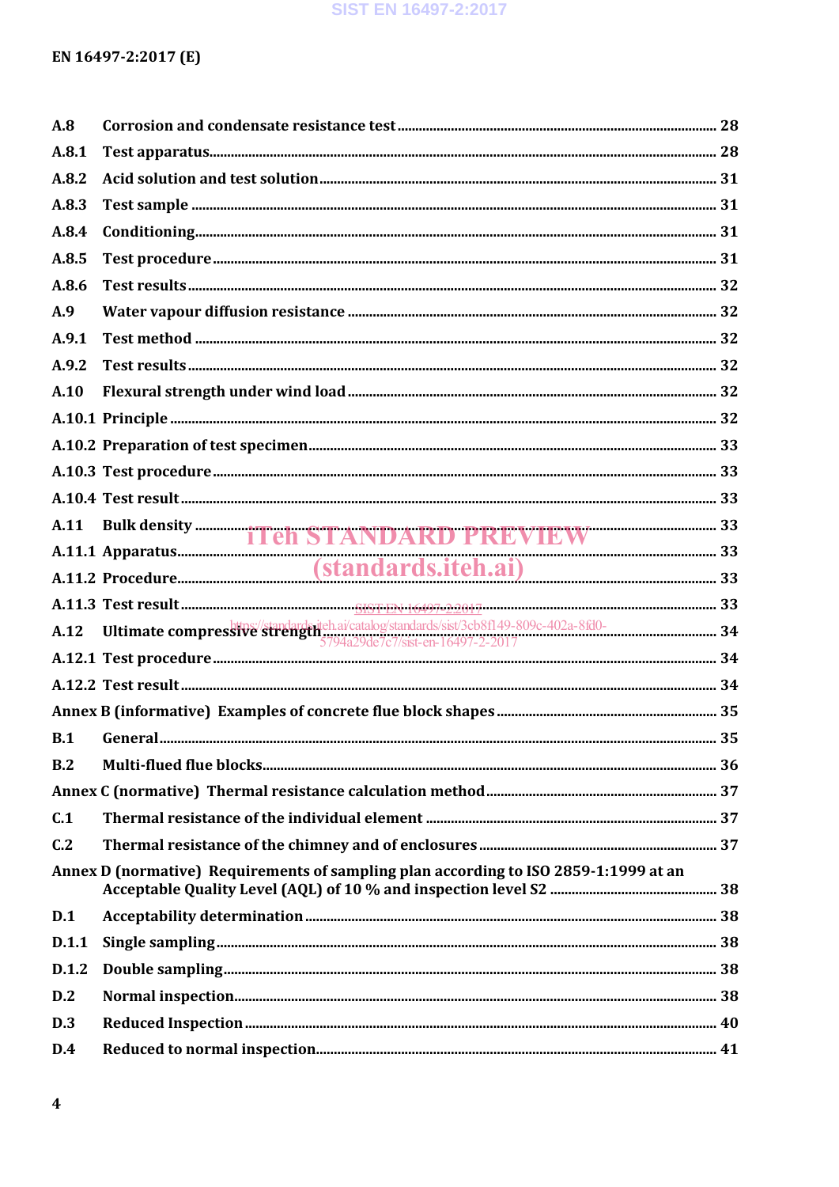A.8 Corrosion and condensate resistance test ..... 28
A.8.1 Test apparatus ..... 28
A.8.2 Acid solution and test solution ..... 31
A.8.3 Test sample ..... 31
A.8.4 Conditioning ..... 31
A.8.5 Test procedure ..... 31
A.8.6 Test results ..... 32
A.9 Water vapour diffusion resistance ..... 32
A.9.1 Test method ..... 32
A.9.2 Test results ..... 32
A.10 Flexural strength under wind load ..... 32
A.10.1 Principle ..... 32
A.10.2 Preparation of test specimen ..... 33
A.10.3 Test procedure ..... 33
A.10.4 Test result ..... 33
A.11 Bulk density ..... 33
A.11.1 Apparatus ..... 33
A.11.2 Procedure ..... 33
A.11.3 Test result ..... 33
A.12 Ultimate compressive strength ..... 34
A.12.1 Test procedure ..... 34
A.12.2 Test result ..... 34
Annex B (informative) Examples of concrete flue block shapes ..... 35
B.1 General ..... 35
B.2 Multi-flued flue blocks ..... 36
Annex C (normative) Thermal resistance calculation method ..... 37
C.1 Thermal resistance of the individual element ..... 37
C.2 Thermal resistance of the chimney and of enclosures ..... 37
Annex D (normative) Requirements of sampling plan according to ISO 2859-1:1999 at an Acceptable Quality Level (AQL) of 10 % and inspection level S2 ..... 38
D.1 Acceptability determination ..... 38
D.1.1 Single sampling ..... 38
D.1.2 Double sampling ..... 38
D.2 Normal inspection ..... 38
D.3 Reduced Inspection ..... 40
D.4 Reduced to normal inspection ..... 41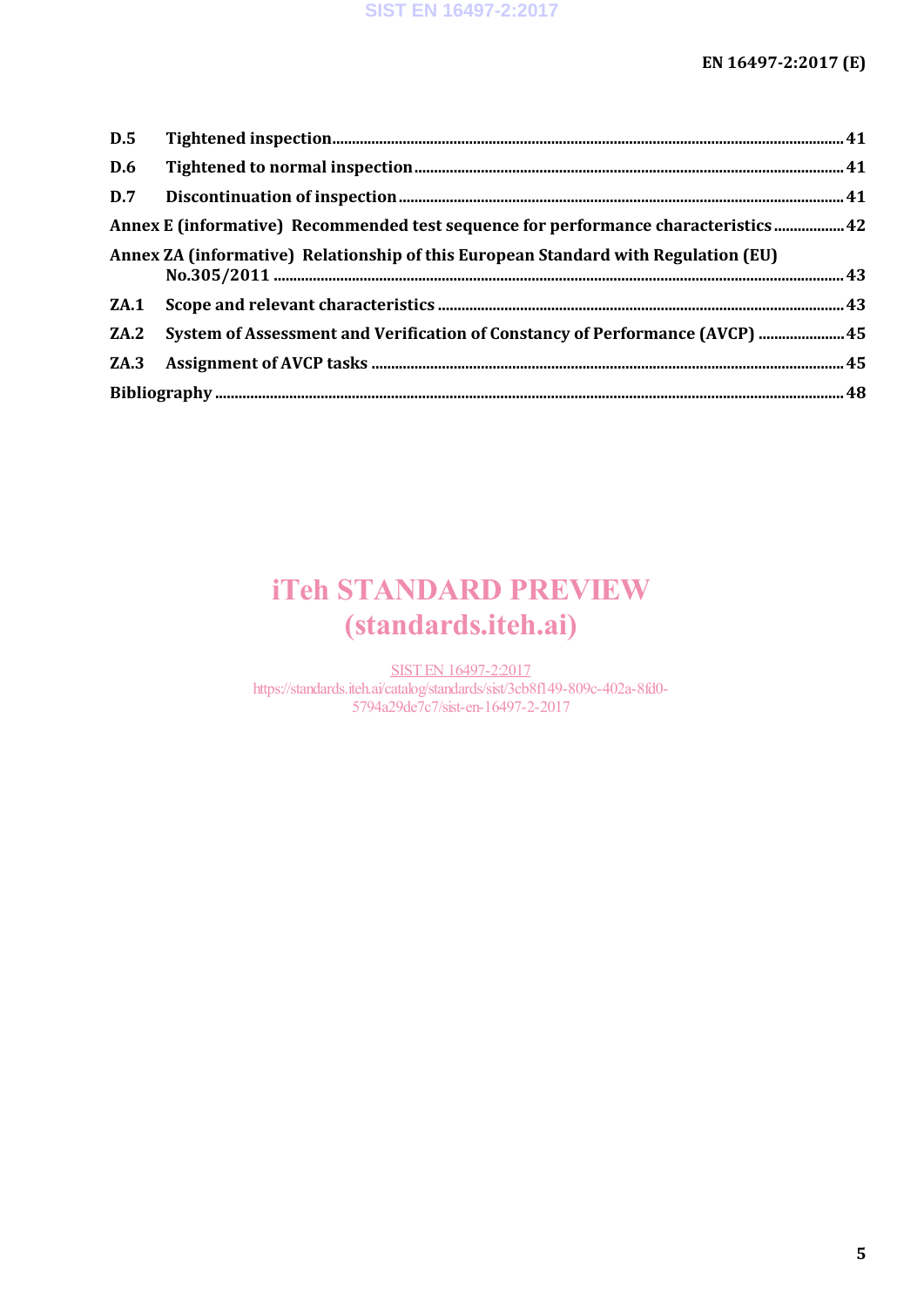| | | |
|---|---|---|
| **D.5** | **Tightened inspection** | **41** |
| **D.6** | **Tightened to normal inspection** | **41** |
| **D.7** | **Discontinuation of inspection** | **41** |
| **Annex E (informative) Recommended test sequence for performance characteristics** | | **42** |
| **Annex ZA (informative) Relationship of this European Standard with Regulation (EU) No.305/2011** | | **43** |
| **ZA.1** | **Scope and relevant characteristics** | **43** |
| **ZA.2** | **System of Assessment and Verification of Constancy of Performance (AVCP)** | **45** |
| **ZA.3** | **Assignment of AVCP tasks** | **45** |
| **Bibliography** | | **48** |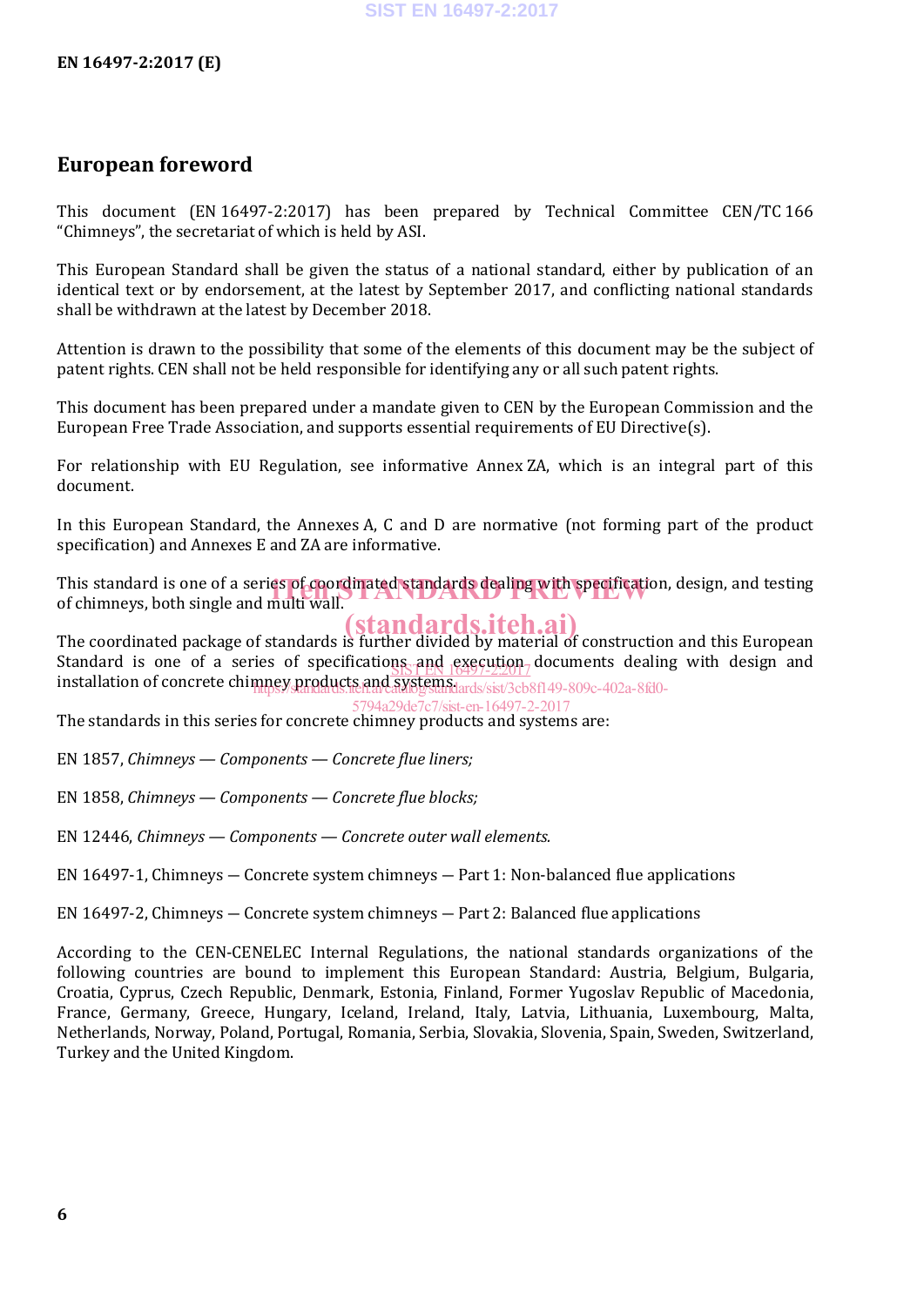## European foreword

This document (EN 16497-2:2017) has been prepared by Technical Committee CEN/TC 166 "Chimneys", the secretariat of which is held by ASI.

This European Standard shall be given the status of a national standard, either by publication of an identical text or by endorsement, at the latest by September 2017, and conflicting national standards shall be withdrawn at the latest by December 2018.

Attention is drawn to the possibility that some of the elements of this document may be the subject of patent rights. CEN shall not be held responsible for identifying any or all such patent rights.

This document has been prepared under a mandate given to CEN by the European Commission and the European Free Trade Association, and supports essential requirements of EU Directive(s).

For relationship with EU Regulation, see informative Annex ZA, which is an integral part of this document.

In this European Standard, the Annexes A, C and D are normative (not forming part of the product specification) and Annexes E and ZA are informative.

This standard is one of a series of coordinated standards dealing with specification, design, and testing of chimneys, both single and multi wall.

The coordinated package of standards is further divided by material of construction and this European Standard is one of a series of specifications and execution documents dealing with design and installation of concrete chimney products and systems.

The standards in this series for concrete chimney products and systems are:

EN 1857, *Chimneys — Components — Concrete flue liners;*

EN 1858, *Chimneys — Components — Concrete flue blocks;*

EN 12446, *Chimneys — Components — Concrete outer wall elements.*

EN 16497-1, Chimneys — Concrete system chimneys — Part 1: Non-balanced flue applications

EN 16497-2, Chimneys — Concrete system chimneys — Part 2: Balanced flue applications

According to the CEN-CENELEC Internal Regulations, the national standards organizations of the following countries are bound to implement this European Standard: Austria, Belgium, Bulgaria, Croatia, Cyprus, Czech Republic, Denmark, Estonia, Finland, Former Yugoslav Republic of Macedonia, France, Germany, Greece, Hungary, Iceland, Ireland, Italy, Latvia, Lithuania, Luxembourg, Malta, Netherlands, Norway, Poland, Portugal, Romania, Serbia, Slovakia, Slovenia, Spain, Sweden, Switzerland, Turkey and the United Kingdom.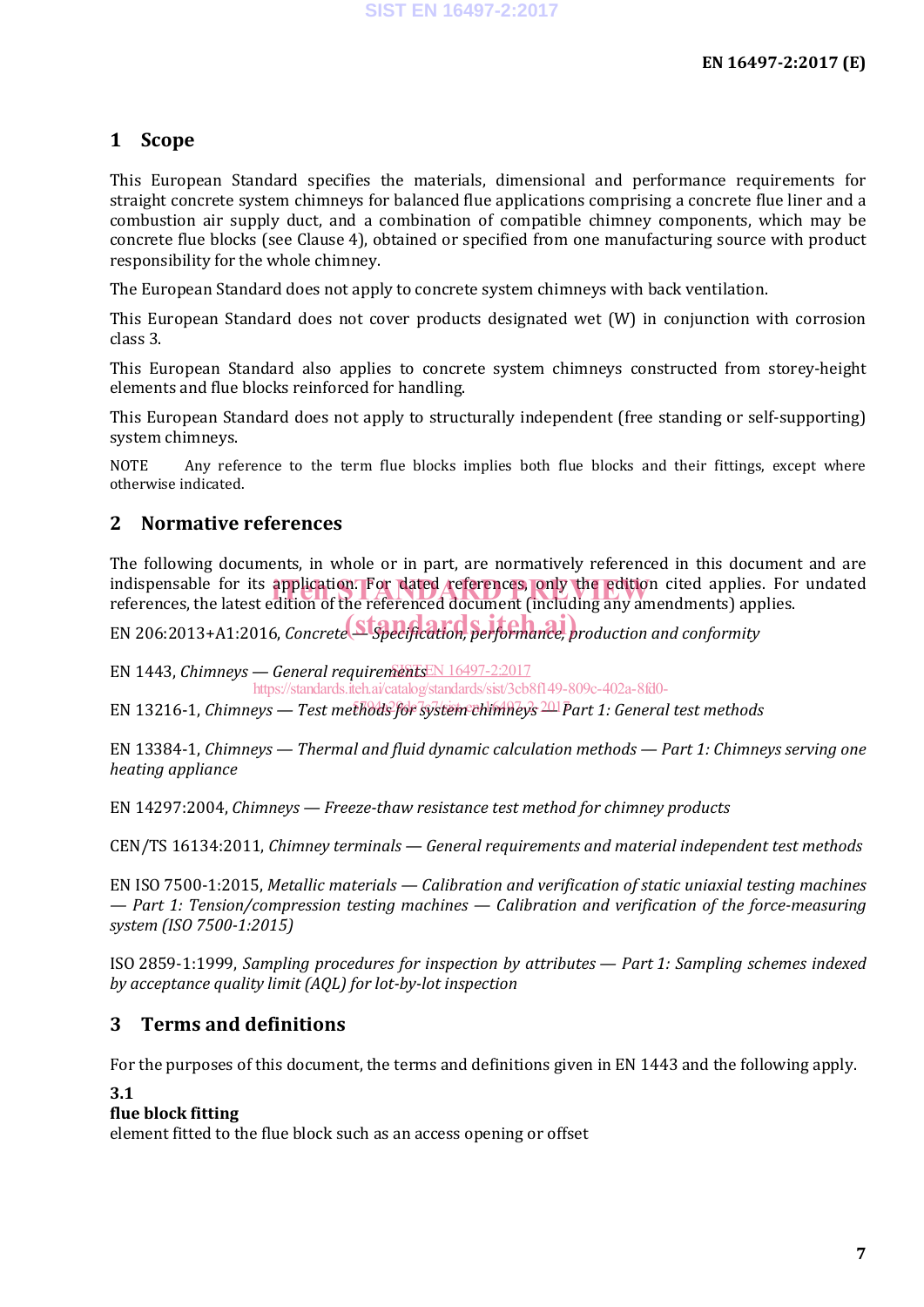## 1 Scope

This European Standard specifies the materials, dimensional and performance requirements for straight concrete system chimneys for balanced flue applications comprising a concrete flue liner and a combustion air supply duct, and a combination of compatible chimney components, which may be concrete flue blocks (see Clause 4), obtained or specified from one manufacturing source with product responsibility for the whole chimney.

The European Standard does not apply to concrete system chimneys with back ventilation.

This European Standard does not cover products designated wet (W) in conjunction with corrosion class 3.

This European Standard also applies to concrete system chimneys constructed from storey-height elements and flue blocks reinforced for handling.

This European Standard does not apply to structurally independent (free standing or self-supporting) system chimneys.

NOTE Any reference to the term flue blocks implies both flue blocks and their fittings, except where otherwise indicated.

## 2 Normative references

The following documents, in whole or in part, are normatively referenced in this document and are indispensable for its application. For dated references, only the edition cited applies. For undated references, the latest edition of the referenced document (including any amendments) applies.

EN 206:2013+A1:2016, *Concrete — Specification, performance, production and conformity*

EN 1443, *Chimneys — General requirements*

EN 13216-1, *Chimneys — Test methods for system chimneys — Part 1: General test methods*

EN 13384-1, *Chimneys — Thermal and fluid dynamic calculation methods — Part 1: Chimneys serving one heating appliance*

EN 14297:2004, *Chimneys — Freeze-thaw resistance test method for chimney products*

CEN/TS 16134:2011, *Chimney terminals — General requirements and material independent test methods*

EN ISO 7500-1:2015, *Metallic materials — Calibration and verification of static uniaxial testing machines — Part 1: Tension/compression testing machines — Calibration and verification of the force-measuring system (ISO 7500-1:2015)*

ISO 2859-1:1999, *Sampling procedures for inspection by attributes — Part 1: Sampling schemes indexed by acceptance quality limit (AQL) for lot-by-lot inspection*

## 3 Terms and definitions

For the purposes of this document, the terms and definitions given in EN 1443 and the following apply.

**3.1**
**flue block fitting**
element fitted to the flue block such as an access opening or offset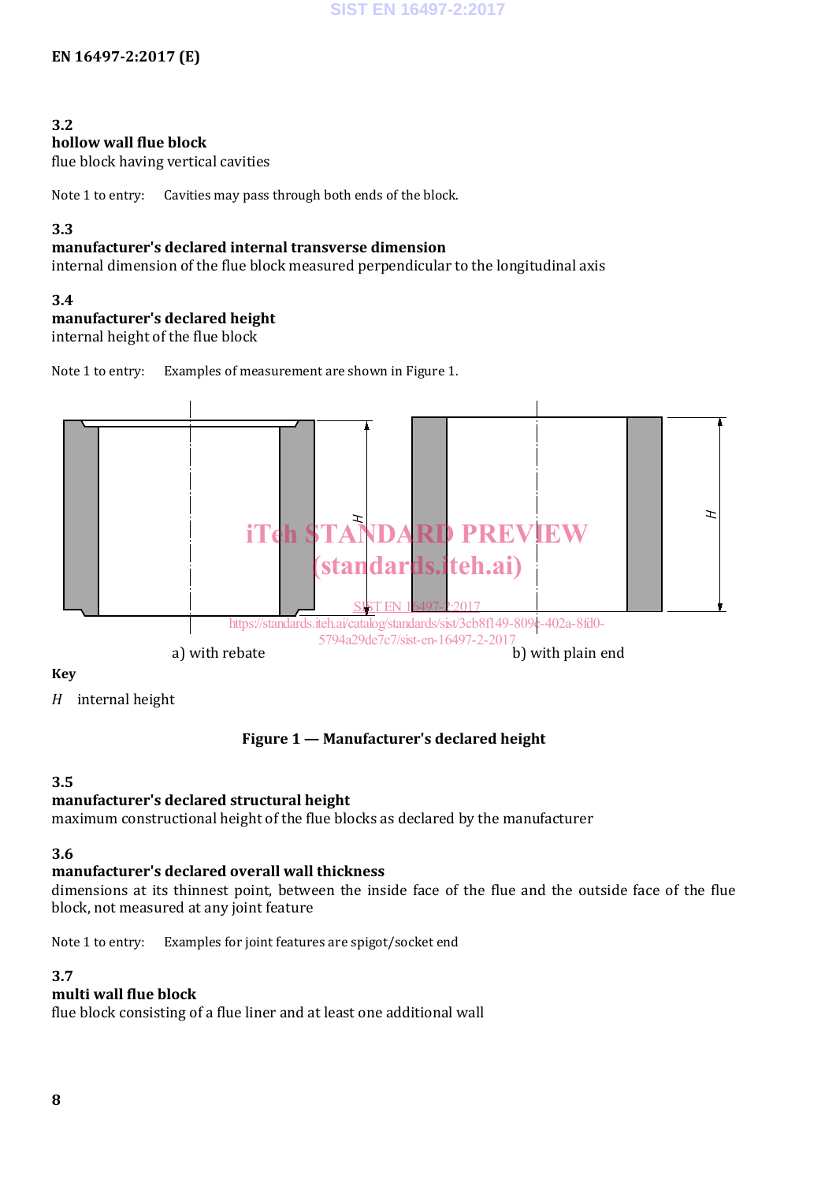### 3.2
**hollow wall flue block**
flue block having vertical cavities

Note 1 to entry: Cavities may pass through both ends of the block.

### 3.3
**manufacturer's declared internal transverse dimension**
internal dimension of the flue block measured perpendicular to the longitudinal axis

### 3.4
**manufacturer's declared height**
internal height of the flue block

Note 1 to entry: Examples of measurement are shown in Figure 1.

a) with rebate b) with plain end

**Key**

*H* internal height

**Figure 1 — Manufacturer's declared height**

### 3.5
**manufacturer's declared structural height**
maximum constructional height of the flue blocks as declared by the manufacturer

### 3.6
**manufacturer's declared overall wall thickness**
dimensions at its thinnest point, between the inside face of the flue and the outside face of the flue block, not measured at any joint feature

Note 1 to entry: Examples for joint features are spigot/socket end

### 3.7
**multi wall flue block**
flue block consisting of a flue liner and at least one additional wall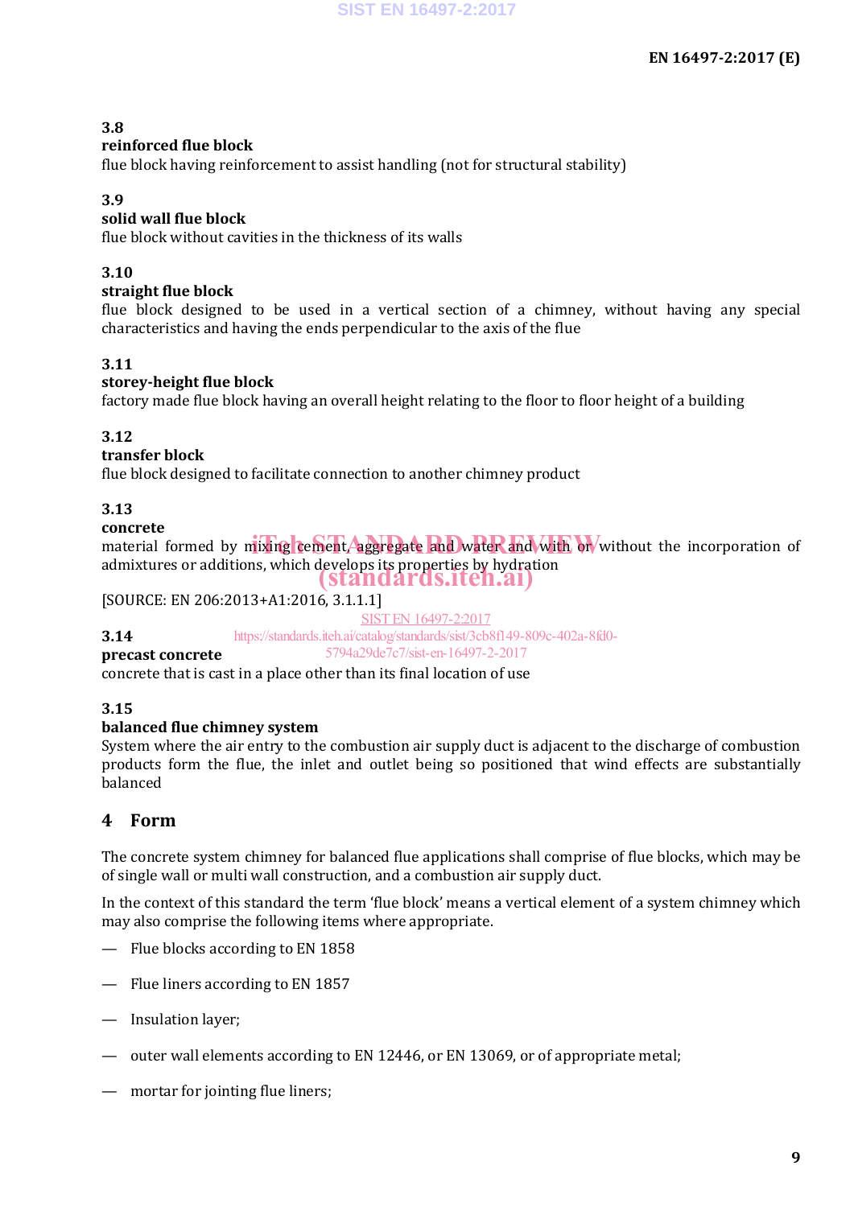**3.8**
**reinforced flue block**
flue block having reinforcement to assist handling (not for structural stability)

**3.9**
**solid wall flue block**
flue block without cavities in the thickness of its walls

**3.10**
**straight flue block**
flue block designed to be used in a vertical section of a chimney, without having any special characteristics and having the ends perpendicular to the axis of the flue

**3.11**
**storey-height flue block**
factory made flue block having an overall height relating to the floor to floor height of a building

**3.12**
**transfer block**
flue block designed to facilitate connection to another chimney product

**3.13**
**concrete**
material formed by mixing cement, aggregate and water and with or without the incorporation of admixtures or additions, which develops its properties by hydration

[SOURCE: EN 206:2013+A1:2016, 3.1.1.1]

**3.14**
**precast concrete**
concrete that is cast in a place other than its final location of use

**3.15**
**balanced flue chimney system**
System where the air entry to the combustion air supply duct is adjacent to the discharge of combustion products form the flue, the inlet and outlet being so positioned that wind effects are substantially balanced

## 4 Form

The concrete system chimney for balanced flue applications shall comprise of flue blocks, which may be of single wall or multi wall construction, and a combustion air supply duct.

In the context of this standard the term 'flue block' means a vertical element of a system chimney which may also comprise the following items where appropriate.

- Flue blocks according to EN 1858
- Flue liners according to EN 1857
- Insulation layer;
- outer wall elements according to EN 12446, or EN 13069, or of appropriate metal;
- mortar for jointing flue liners;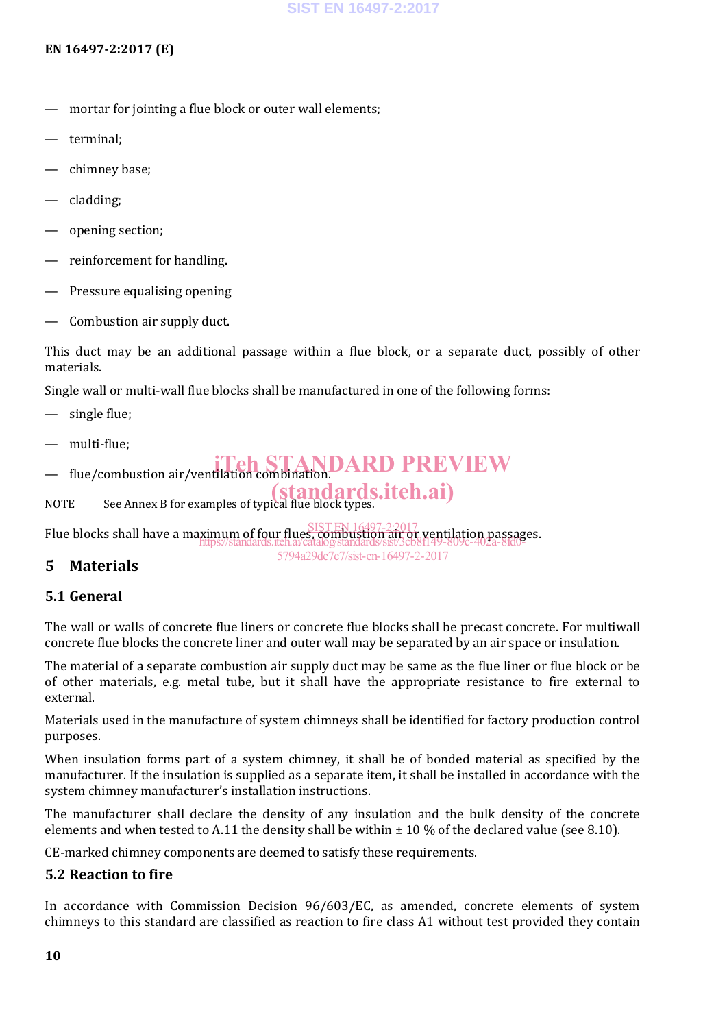— mortar for jointing a flue block or outer wall elements;

— terminal;

— chimney base;

— cladding;

— opening section;

— reinforcement for handling.

— Pressure equalising opening

— Combustion air supply duct.

This duct may be an additional passage within a flue block, or a separate duct, possibly of other materials.

Single wall or multi-wall flue blocks shall be manufactured in one of the following forms:

— single flue;

— multi-flue;

— flue/combustion air/ventilation combination.

NOTE See Annex B for examples of typical flue block types.

Flue blocks shall have a maximum of four flues, combustion air or ventilation passages.

## 5 Materials

### 5.1 General

The wall or walls of concrete flue liners or concrete flue blocks shall be precast concrete. For multiwall concrete flue blocks the concrete liner and outer wall may be separated by an air space or insulation.

The material of a separate combustion air supply duct may be same as the flue liner or flue block or be of other materials, e.g. metal tube, but it shall have the appropriate resistance to fire external to external.

Materials used in the manufacture of system chimneys shall be identified for factory production control purposes.

When insulation forms part of a system chimney, it shall be of bonded material as specified by the manufacturer. If the insulation is supplied as a separate item, it shall be installed in accordance with the system chimney manufacturer's installation instructions.

The manufacturer shall declare the density of any insulation and the bulk density of the concrete elements and when tested to A.11 the density shall be within ± 10 % of the declared value (see 8.10).

CE-marked chimney components are deemed to satisfy these requirements.

### 5.2 Reaction to fire

In accordance with Commission Decision 96/603/EC, as amended, concrete elements of system chimneys to this standard are classified as reaction to fire class A1 without test provided they contain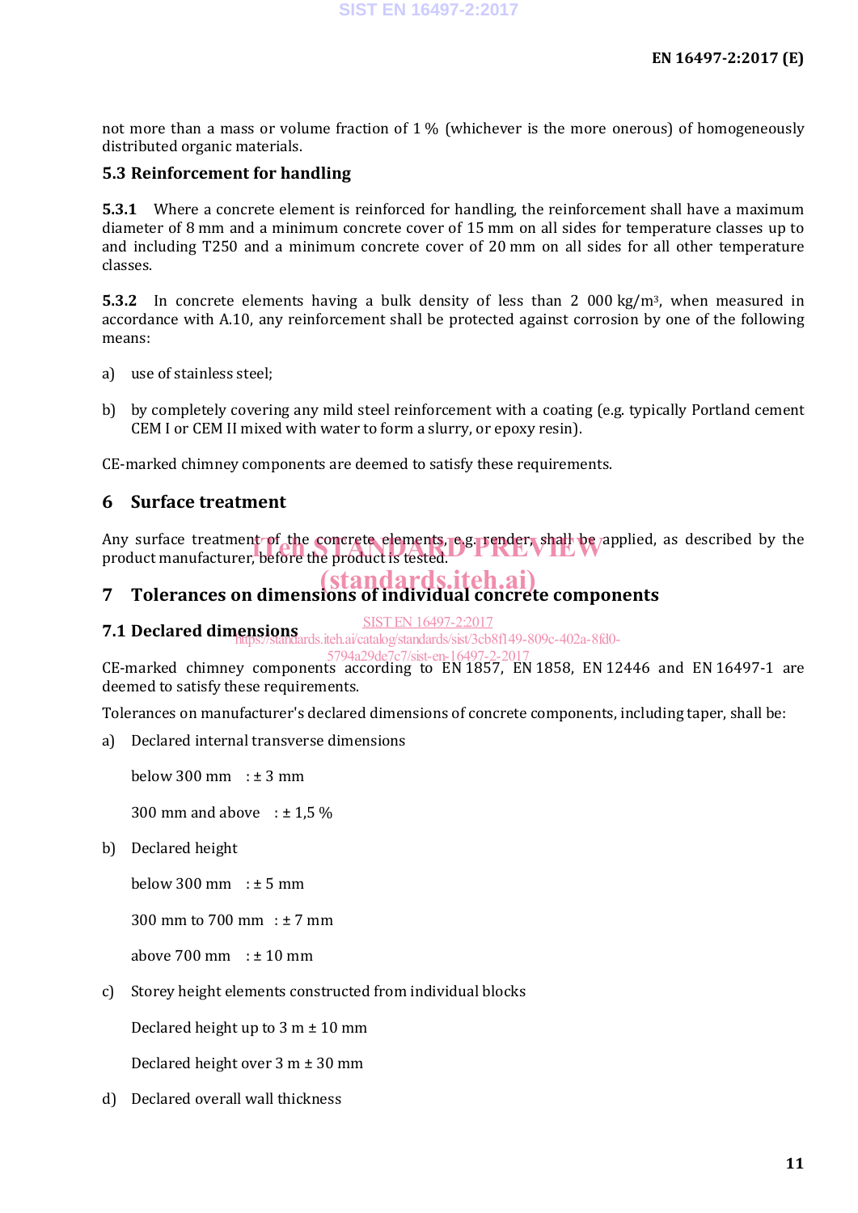not more than a mass or volume fraction of 1 % (whichever is the more onerous) of homogeneously distributed organic materials.

### 5.3 Reinforcement for handling

**5.3.1** Where a concrete element is reinforced for handling, the reinforcement shall have a maximum diameter of 8 mm and a minimum concrete cover of 15 mm on all sides for temperature classes up to and including T250 and a minimum concrete cover of 20 mm on all sides for all other temperature classes.

**5.3.2** In concrete elements having a bulk density of less than 2 000 kg/m³, when measured in accordance with A.10, any reinforcement shall be protected against corrosion by one of the following means:

a) use of stainless steel;

b) by completely covering any mild steel reinforcement with a coating (e.g. typically Portland cement CEM I or CEM II mixed with water to form a slurry, or epoxy resin).

CE-marked chimney components are deemed to satisfy these requirements.

## 6 Surface treatment

Any surface treatment of the concrete elements, e.g. render, shall be applied, as described by the product manufacturer, before the product is tested.

## 7 Tolerances on dimensions of individual concrete components

### 7.1 Declared dimensions

CE-marked chimney components according to EN 1857, EN 1858, EN 12446 and EN 16497-1 are deemed to satisfy these requirements.

Tolerances on manufacturer's declared dimensions of concrete components, including taper, shall be:

a) Declared internal transverse dimensions

below 300 mm : ± 3 mm

300 mm and above : ± 1,5 %

b) Declared height

below 300 mm : ± 5 mm

300 mm to 700 mm : ± 7 mm

above 700 mm : ± 10 mm

c) Storey height elements constructed from individual blocks

Declared height up to 3 m ± 10 mm

Declared height over 3 m ± 30 mm

d) Declared overall wall thickness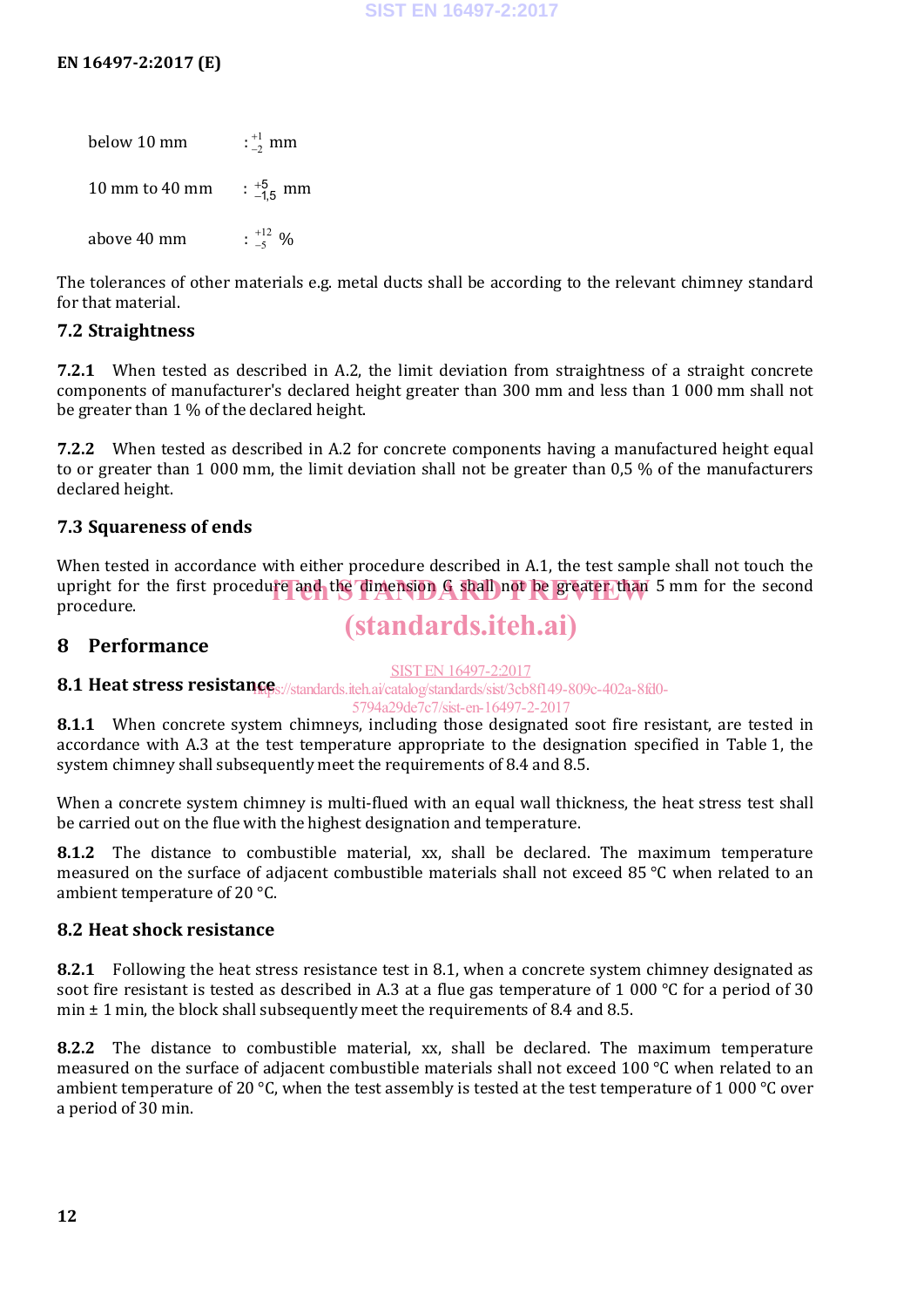below 10 mm : $^{+1}_{-2}$ mm

10 mm to 40 mm : $^{+5}_{-1,5}$ mm

above 40 mm : $^{+12}_{-5}$ %

The tolerances of other materials e.g. metal ducts shall be according to the relevant chimney standard for that material.

### 7.2 Straightness

**7.2.1** When tested as described in A.2, the limit deviation from straightness of a straight concrete components of manufacturer's declared height greater than 300 mm and less than 1 000 mm shall not be greater than 1 % of the declared height.

**7.2.2** When tested as described in A.2 for concrete components having a manufactured height equal to or greater than 1 000 mm, the limit deviation shall not be greater than 0,5 % of the manufacturers declared height.

### 7.3 Squareness of ends

When tested in accordance with either procedure described in A.1, the test sample shall not touch the upright for the first procedure and the dimension G shall not be greater than 5 mm for the second procedure.

## 8 Performance

### 8.1 Heat stress resistance

**8.1.1** When concrete system chimneys, including those designated soot fire resistant, are tested in accordance with A.3 at the test temperature appropriate to the designation specified in Table 1, the system chimney shall subsequently meet the requirements of 8.4 and 8.5.

When a concrete system chimney is multi-flued with an equal wall thickness, the heat stress test shall be carried out on the flue with the highest designation and temperature.

**8.1.2** The distance to combustible material, xx, shall be declared. The maximum temperature measured on the surface of adjacent combustible materials shall not exceed 85 °C when related to an ambient temperature of 20 °C.

### 8.2 Heat shock resistance

**8.2.1** Following the heat stress resistance test in 8.1, when a concrete system chimney designated as soot fire resistant is tested as described in A.3 at a flue gas temperature of 1 000 °C for a period of 30 min ± 1 min, the block shall subsequently meet the requirements of 8.4 and 8.5.

**8.2.2** The distance to combustible material, xx, shall be declared. The maximum temperature measured on the surface of adjacent combustible materials shall not exceed 100 °C when related to an ambient temperature of 20 °C, when the test assembly is tested at the test temperature of 1 000 °C over a period of 30 min.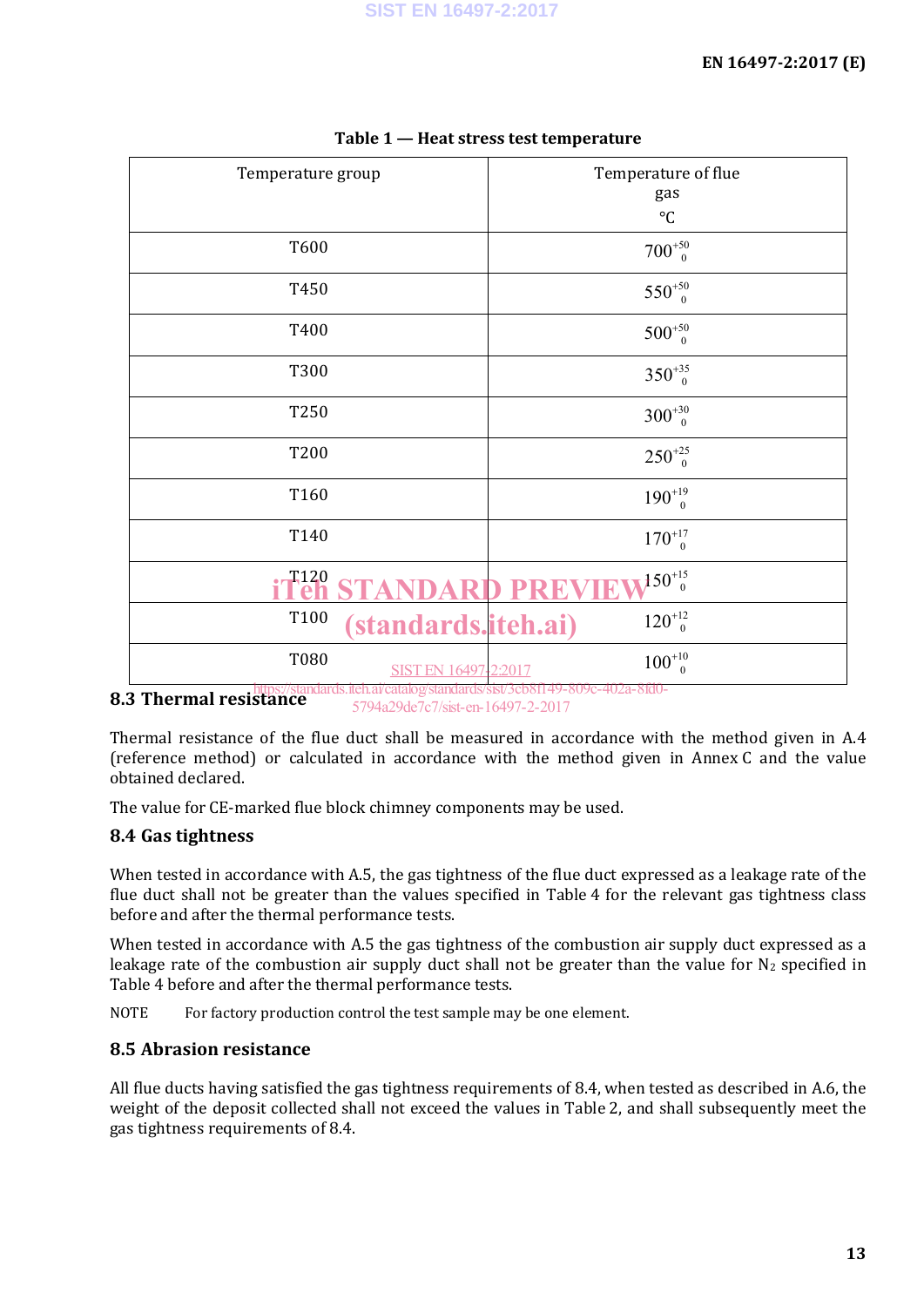**Table 1 — Heat stress test temperature**

| Temperature group | Temperature of flue gas<br>°C |
|---|---|
| T600 | $700^{+50}_{0}$ |
| T450 | $550^{+50}_{0}$ |
| T400 | $500^{+50}_{0}$ |
| T300 | $350^{+35}_{0}$ |
| T250 | $300^{+30}_{0}$ |
| T200 | $250^{+25}_{0}$ |
| T160 | $190^{+19}_{0}$ |
| T140 | $170^{+17}_{0}$ |
| T120 | $150^{+15}_{0}$ |
| T100 | $120^{+12}_{0}$ |
| T080 | $100^{+10}_{0}$ |

### 8.3 Thermal resistance

Thermal resistance of the flue duct shall be measured in accordance with the method given in A.4 (reference method) or calculated in accordance with the method given in Annex C and the value obtained declared.

The value for CE-marked flue block chimney components may be used.

### 8.4 Gas tightness

When tested in accordance with A.5, the gas tightness of the flue duct expressed as a leakage rate of the flue duct shall not be greater than the values specified in Table 4 for the relevant gas tightness class before and after the thermal performance tests.

When tested in accordance with A.5 the gas tightness of the combustion air supply duct expressed as a leakage rate of the combustion air supply duct shall not be greater than the value for $N_2$ specified in Table 4 before and after the thermal performance tests.

NOTE For factory production control the test sample may be one element.

### 8.5 Abrasion resistance

All flue ducts having satisfied the gas tightness requirements of 8.4, when tested as described in A.6, the weight of the deposit collected shall not exceed the values in Table 2, and shall subsequently meet the gas tightness requirements of 8.4.